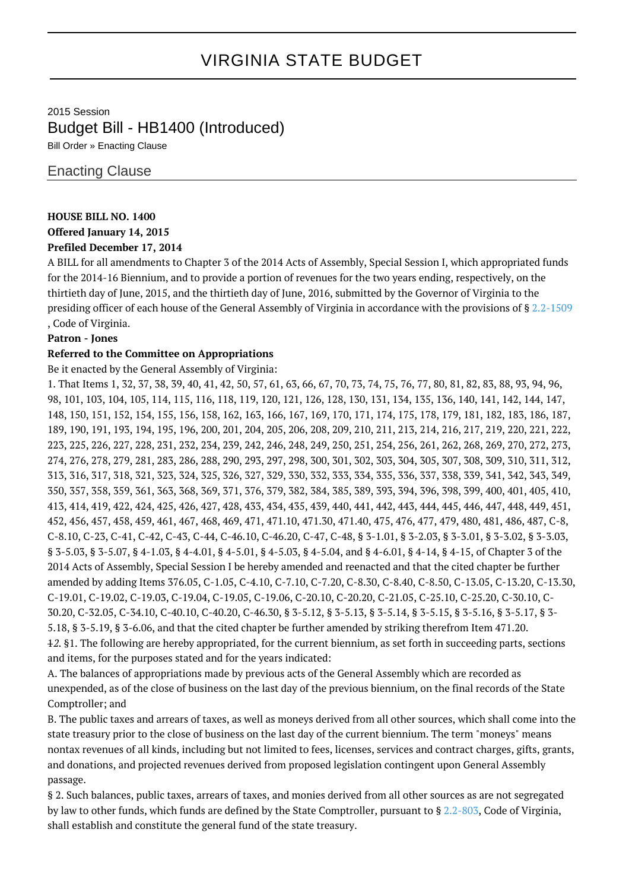# VIRGINIA STATE BUDGET

2015 Session

## Budget Bill - HB1400 (Introduced)

Bill Order » Enacting Clause

### Enacting Clause

**HOUSE BILL NO. 1400**

**Offered January 14, 2015**

**Prefiled December 17, 2014**

A BILL for all amendments to Chapter 3 of the 2014 Acts of Assembly, Special Session I, which appropriated funds for the 2014-16 Biennium, and to provide a portion of revenues for the two years ending, respectively, on the thirtieth day of June, 2015, and the thirtieth day of June, 2016, submitted by the Governor of Virginia to the presiding officer of each house of the General Assembly of Virginia in accordance with the provisions of § 2.2-1509 , Code of Virginia.

**Patron - Jones**

**Referred to the Committee on Appropriations**

Be it enacted by the General Assembly of Virginia:

1. That Items 1, 32, 37, 38, 39, 40, 41, 42, 50, 57, 61, 63, 66, 67, 70, 73, 74, 75, 76, 77, 80, 81, 82, 83, 88, 93, 94, 96, 98, 101, 103, 104, 105, 114, 115, 116, 118, 119, 120, 121, 126, 128, 130, 131, 134, 135, 136, 140, 141, 142, 144, 147, 148, 150, 151, 152, 154, 155, 156, 158, 162, 163, 166, 167, 169, 170, 171, 174, 175, 178, 179, 181, 182, 183, 186, 187, 189, 190, 191, 193, 194, 195, 196, 200, 201, 204, 205, 206, 208, 209, 210, 211, 213, 214, 216, 217, 219, 220, 221, 222, 223, 225, 226, 227, 228, 231, 232, 234, 239, 242, 246, 248, 249, 250, 251, 254, 256, 261, 262, 268, 269, 270, 272, 273, 274, 276, 278, 279, 281, 283, 286, 288, 290, 293, 297, 298, 300, 301, 302, 303, 304, 305, 307, 308, 309, 310, 311, 312, 313, 316, 317, 318, 321, 323, 324, 325, 326, 327, 329, 330, 332, 333, 334, 335, 336, 337, 338, 339, 341, 342, 343, 349, 350, 357, 358, 359, 361, 363, 368, 369, 371, 376, 379, 382, 384, 385, 389, 393, 394, 396, 398, 399, 400, 401, 405, 410, 413, 414, 419, 422, 424, 425, 426, 427, 428, 433, 434, 435, 439, 440, 441, 442, 443, 444, 445, 446, 447, 448, 449, 451, 452, 456, 457, 458, 459, 461, 467, 468, 469, 471, 471.10, 471.30, 471.40, 475, 476, 477, 479, 480, 481, 486, 487, C-8, C-8.10, C-23, C-41, C-42, C-43, C-44, C-46.10, C-46.20, C-47, C-48, § 3-1.01, § 3-2.03, § 3-3.01, § 3-3.02, § 3-3.03, § 3-5.03, § 3-5.07, § 4-1.03, § 4-4.01, § 4-5.01, § 4-5.03, § 4-5.04, and § 4-6.01, § 4-14, § 4-15, of Chapter 3 of the 2014 Acts of Assembly, Special Session I be hereby amended and reenacted and that the cited chapter be further amended by adding Items 376.05, C-1.05, C-4.10, C-7.10, C-7.20, C-8.30, C-8.40, C-8.50, C-13.05, C-13.20, C-13.30, C-19.01, C-19.02, C-19.03, C-19.04, C-19.05, C-19.06, C-20.10, C-20.20, C-21.05, C-25.10, C-25.20, C-30.10, C-30.20, C-32.05, C-34.10, C-40.10, C-40.20, C-46.30, § 3-5.12, § 3-5.13, § 3-5.14, § 3-5.15, § 3-5.16, § 3-5.17, § 3-5.18, § 3-5.19, § 3-6.06, and that the cited chapter be further amended by striking therefrom Item 471.20.

~~1~~*2*. §1. The following are hereby appropriated, for the current biennium, as set forth in succeeding parts, sections and items, for the purposes stated and for the years indicated:

A. The balances of appropriations made by previous acts of the General Assembly which are recorded as unexpended, as of the close of business on the last day of the previous biennium, on the final records of the State Comptroller; and

B. The public taxes and arrears of taxes, as well as moneys derived from all other sources, which shall come into the state treasury prior to the close of business on the last day of the current biennium. The term "moneys" means nontax revenues of all kinds, including but not limited to fees, licenses, services and contract charges, gifts, grants, and donations, and projected revenues derived from proposed legislation contingent upon General Assembly passage.

§ 2. Such balances, public taxes, arrears of taxes, and monies derived from all other sources as are not segregated by law to other funds, which funds are defined by the State Comptroller, pursuant to § 2.2-803, Code of Virginia, shall establish and constitute the general fund of the state treasury.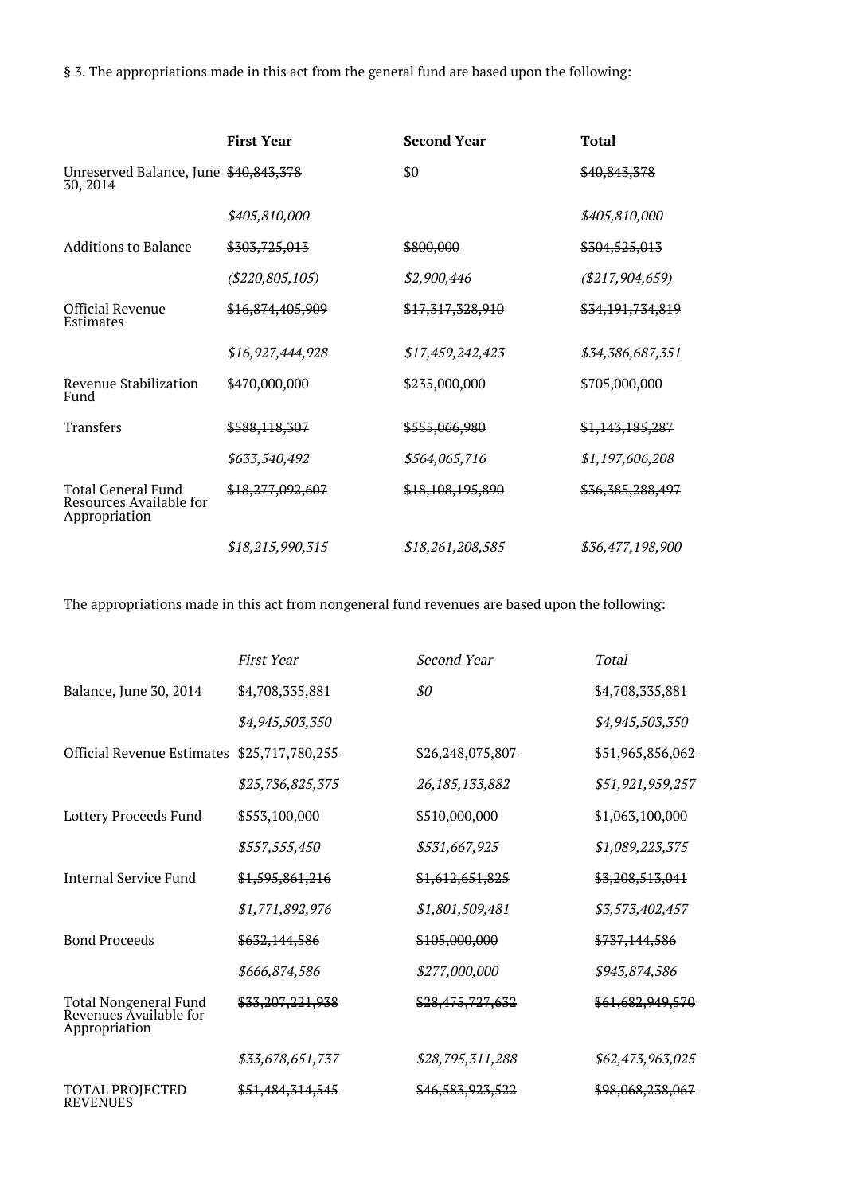§ 3. The appropriations made in this act from the general fund are based upon the following:

| | **First Year** | **Second Year** | **Total** |
|---|---|---|---|
| Unreserved Balance, June 30, 2014 | ~~$40,843,378~~ | $0 | ~~$40,843,378~~ |
| | *$405,810,000* | | *$405,810,000* |
| Additions to Balance | ~~$303,725,013~~ | ~~$800,000~~ | ~~$304,525,013~~ |
| | *($220,805,105)* | *$2,900,446* | *($217,904,659)* |
| Official Revenue Estimates | ~~$16,874,405,909~~ | ~~$17,317,328,910~~ | ~~$34,191,734,819~~ |
| | *$16,927,444,928* | *$17,459,242,423* | *$34,386,687,351* |
| Revenue Stabilization Fund | $470,000,000 | $235,000,000 | $705,000,000 |
| Transfers | ~~$588,118,307~~ | ~~$555,066,980~~ | ~~$1,143,185,287~~ |
| | *$633,540,492* | *$564,065,716* | *$1,197,606,208* |
| Total General Fund Resources Available for Appropriation | ~~$18,277,092,607~~ | ~~$18,108,195,890~~ | ~~$36,385,288,497~~ |
| | *$18,215,990,315* | *$18,261,208,585* | *$36,477,198,900* |

The appropriations made in this act from nongeneral fund revenues are based upon the following:

| | *First Year* | *Second Year* | *Total* |
|---|---|---|---|
| Balance, June 30, 2014 | ~~$4,708,335,881~~ | *$0* | ~~$4,708,335,881~~ |
| | *$4,945,503,350* | | *$4,945,503,350* |
| Official Revenue Estimates | ~~$25,717,780,255~~ | ~~$26,248,075,807~~ | ~~$51,965,856,062~~ |
| | *$25,736,825,375* | *26,185,133,882* | *$51,921,959,257* |
| Lottery Proceeds Fund | ~~$553,100,000~~ | ~~$510,000,000~~ | ~~$1,063,100,000~~ |
| | *$557,555,450* | *$531,667,925* | *$1,089,223,375* |
| Internal Service Fund | ~~$1,595,861,216~~ | ~~$1,612,651,825~~ | ~~$3,208,513,041~~ |
| | *$1,771,892,976* | *$1,801,509,481* | *$3,573,402,457* |
| Bond Proceeds | ~~$632,144,586~~ | ~~$105,000,000~~ | ~~$737,144,586~~ |
| | *$666,874,586* | *$277,000,000* | *$943,874,586* |
| Total Nongeneral Fund Revenues Available for Appropriation | ~~$33,207,221,938~~ | ~~$28,475,727,632~~ | ~~$61,682,949,570~~ |
| | *$33,678,651,737* | *$28,795,311,288* | *$62,473,963,025* |
| TOTAL PROJECTED REVENUES | ~~$51,484,314,545~~ | ~~$46,583,923,522~~ | ~~$98,068,238,067~~ |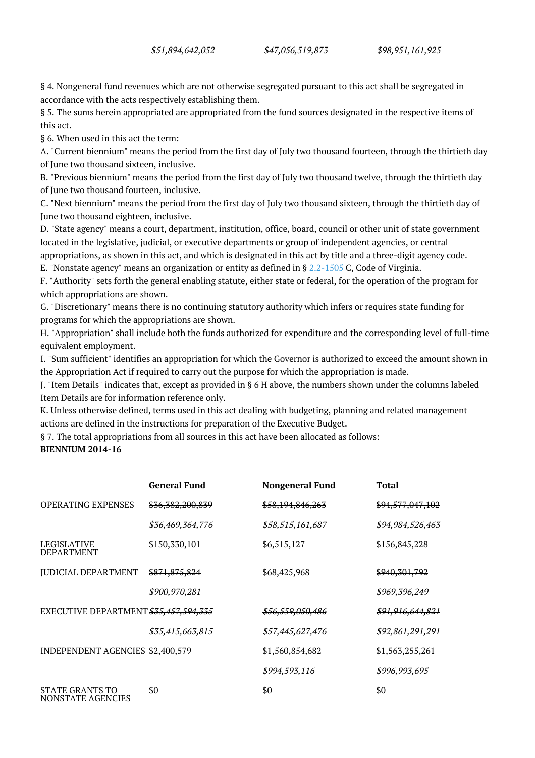| | | |
|---|---|---|
| *$51,894,642,052* | *$47,056,519,873* | *$98,951,161,925* |

§ 4. Nongeneral fund revenues which are not otherwise segregated pursuant to this act shall be segregated in accordance with the acts respectively establishing them.

§ 5. The sums herein appropriated are appropriated from the fund sources designated in the respective items of this act.

§ 6. When used in this act the term:

A. "Current biennium" means the period from the first day of July two thousand fourteen, through the thirtieth day of June two thousand sixteen, inclusive.

B. "Previous biennium" means the period from the first day of July two thousand twelve, through the thirtieth day of June two thousand fourteen, inclusive.

C. "Next biennium" means the period from the first day of July two thousand sixteen, through the thirtieth day of June two thousand eighteen, inclusive.

D. "State agency" means a court, department, institution, office, board, council or other unit of state government located in the legislative, judicial, or executive departments or group of independent agencies, or central appropriations, as shown in this act, and which is designated in this act by title and a three-digit agency code.

E. "Nonstate agency" means an organization or entity as defined in § 2.2-1505 C, Code of Virginia.

F. "Authority" sets forth the general enabling statute, either state or federal, for the operation of the program for which appropriations are shown.

G. "Discretionary" means there is no continuing statutory authority which infers or requires state funding for programs for which the appropriations are shown.

H. "Appropriation" shall include both the funds authorized for expenditure and the corresponding level of full-time equivalent employment.

I. "Sum sufficient" identifies an appropriation for which the Governor is authorized to exceed the amount shown in the Appropriation Act if required to carry out the purpose for which the appropriation is made.

J. "Item Details" indicates that, except as provided in § 6 H above, the numbers shown under the columns labeled Item Details are for information reference only.

K. Unless otherwise defined, terms used in this act dealing with budgeting, planning and related management actions are defined in the instructions for preparation of the Executive Budget.

§ 7. The total appropriations from all sources in this act have been allocated as follows:

**BIENNIUM 2014-16**

| | **General Fund** | **Nongeneral Fund** | **Total** |
|---|---|---|---|
| OPERATING EXPENSES | ~~$36,382,200,839~~ | ~~$58,194,846,263~~ | ~~$94,577,047,102~~ |
| | *$36,469,364,776* | *$58,515,161,687* | *$94,984,526,463* |
| LEGISLATIVE DEPARTMENT | $150,330,101 | $6,515,127 | $156,845,228 |
| JUDICIAL DEPARTMENT | ~~$871,875,824~~ | $68,425,968 | ~~$940,301,792~~ |
| | *$900,970,281* | | *$969,396,249* |
| EXECUTIVE DEPARTMENT | ~~*$35,457,594,335*~~ | ~~*$56,559,050,486*~~ | ~~*$91,916,644,821*~~ |
| | *$35,415,663,815* | *$57,445,627,476* | *$92,861,291,291* |
| INDEPENDENT AGENCIES | $2,400,579 | ~~$1,560,854,682~~ | ~~$1,563,255,261~~ |
| | | *$994,593,116* | *$996,993,695* |
| STATE GRANTS TO NONSTATE AGENCIES | $0 | $0 | $0 |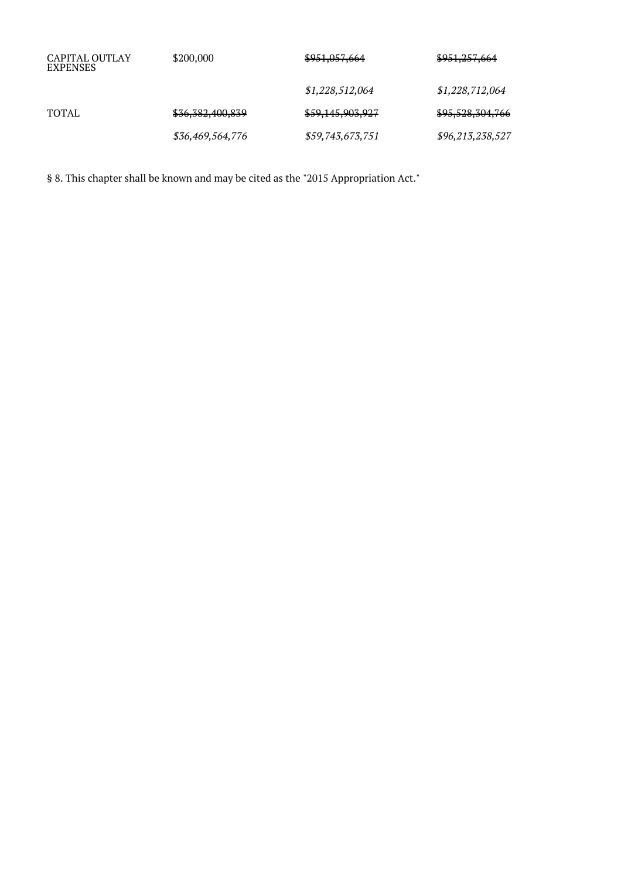| | | | |
|---|---|---|---|
| CAPITAL OUTLAY EXPENSES | $200,000 | ~~$951,057,664~~ | ~~$951,257,664~~ |
| | | *$1,228,512,064* | *$1,228,712,064* |
| TOTAL | ~~$36,382,400,839~~ | ~~$59,145,903,927~~ | ~~$95,528,304,766~~ |
| | *$36,469,564,776* | *$59,743,673,751* | *$96,213,238,527* |

§ 8. This chapter shall be known and may be cited as the "2015 Appropriation Act."